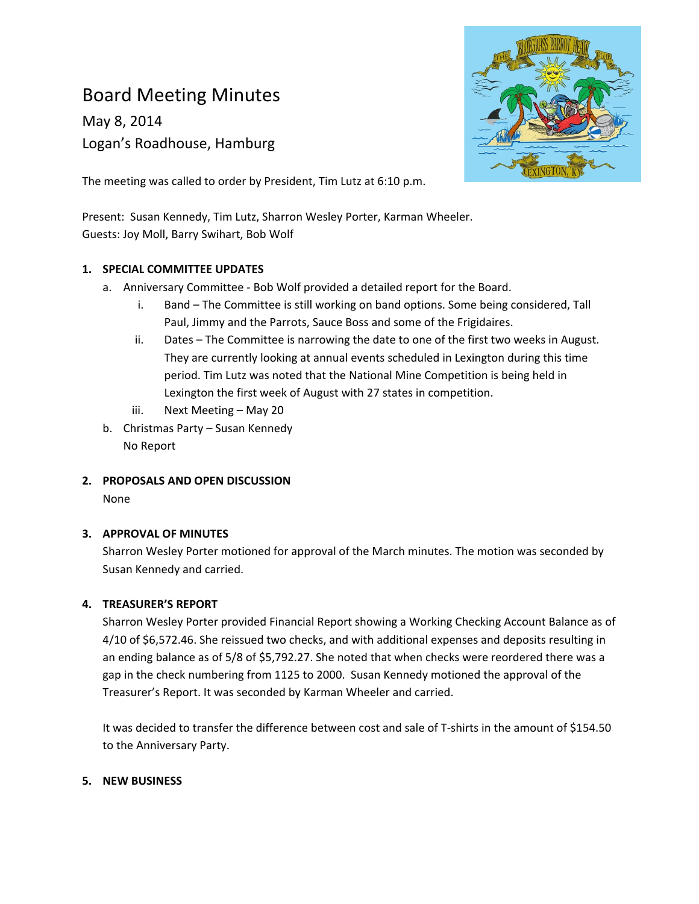# Board Meeting Minutes

May 8, 2014

Logan's Roadhouse, Hamburg

The meeting was called to order by President, Tim Lutz at 6:10 p.m.

Present: Susan Kennedy, Tim Lutz, Sharron Wesley Porter, Karman Wheeler.
Guests: Joy Moll, Barry Swihart, Bob Wolf

1. **SPECIAL COMMITTEE UPDATES**
   a. Anniversary Committee - Bob Wolf provided a detailed report for the Board.
      i. Band – The Committee is still working on band options. Some being considered, Tall Paul, Jimmy and the Parrots, Sauce Boss and some of the Frigidaires.
      ii. Dates – The Committee is narrowing the date to one of the first two weeks in August. They are currently looking at annual events scheduled in Lexington during this time period. Tim Lutz was noted that the National Mine Competition is being held in Lexington the first week of August with 27 states in competition.
      iii. Next Meeting – May 20
   
   b. Christmas Party – Susan Kennedy
      No Report

2. **PROPOSALS AND OPEN DISCUSSION**
   None

3. **APPROVAL OF MINUTES**
   Sharron Wesley Porter motioned for approval of the March minutes. The motion was seconded by Susan Kennedy and carried.

4. **TREASURER'S REPORT**
   Sharron Wesley Porter provided Financial Report showing a Working Checking Account Balance as of 4/10 of $6,572.46. She reissued two checks, and with additional expenses and deposits resulting in an ending balance as of 5/8 of $5,792.27. She noted that when checks were reordered there was a gap in the check numbering from 1125 to 2000. Susan Kennedy motioned the approval of the Treasurer's Report. It was seconded by Karman Wheeler and carried.

   It was decided to transfer the difference between cost and sale of T-shirts in the amount of $154.50 to the Anniversary Party.

5. **NEW BUSINESS**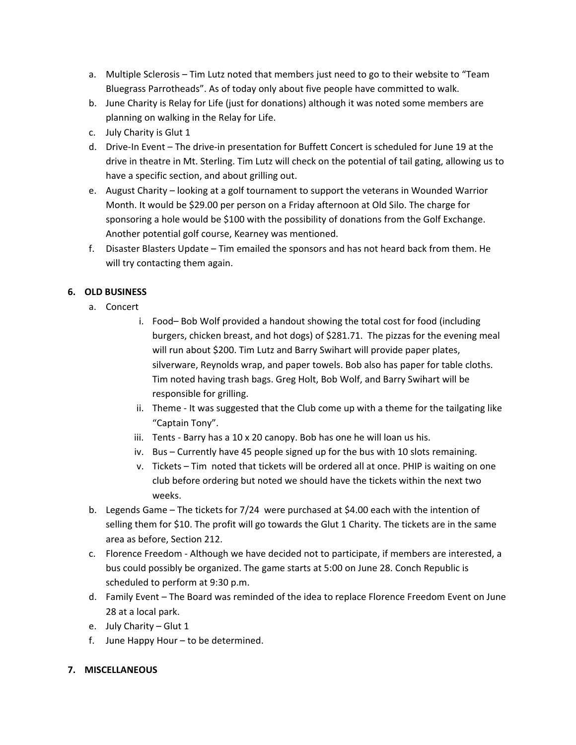a. Multiple Sclerosis – Tim Lutz noted that members just need to go to their website to "Team Bluegrass Parrotheads". As of today only about five people have committed to walk.
b. June Charity is Relay for Life (just for donations) although it was noted some members are planning on walking in the Relay for Life.
c. July Charity is Glut 1
d. Drive-In Event – The drive-in presentation for Buffett Concert is scheduled for June 19 at the drive in theatre in Mt. Sterling. Tim Lutz will check on the potential of tail gating, allowing us to have a specific section, and about grilling out.
e. August Charity – looking at a golf tournament to support the veterans in Wounded Warrior Month. It would be $29.00 per person on a Friday afternoon at Old Silo. The charge for sponsoring a hole would be $100 with the possibility of donations from the Golf Exchange. Another potential golf course, Kearney was mentioned.
f. Disaster Blasters Update – Tim emailed the sponsors and has not heard back from them. He will try contacting them again.

**6. OLD BUSINESS**

a. Concert
   i. Food– Bob Wolf provided a handout showing the total cost for food (including burgers, chicken breast, and hot dogs) of $281.71. The pizzas for the evening meal will run about $200. Tim Lutz and Barry Swihart will provide paper plates, silverware, Reynolds wrap, and paper towels. Bob also has paper for table cloths. Tim noted having trash bags. Greg Holt, Bob Wolf, and Barry Swihart will be responsible for grilling.
   ii. Theme - It was suggested that the Club come up with a theme for the tailgating like "Captain Tony".
   iii. Tents - Barry has a 10 x 20 canopy. Bob has one he will loan us his.
   iv. Bus – Currently have 45 people signed up for the bus with 10 slots remaining.
   v. Tickets – Tim noted that tickets will be ordered all at once. PHIP is waiting on one club before ordering but noted we should have the tickets within the next two weeks.

b. Legends Game – The tickets for 7/24 were purchased at $4.00 each with the intention of selling them for $10. The profit will go towards the Glut 1 Charity. The tickets are in the same area as before, Section 212.
c. Florence Freedom - Although we have decided not to participate, if members are interested, a bus could possibly be organized. The game starts at 5:00 on June 28. Conch Republic is scheduled to perform at 9:30 p.m.
d. Family Event – The Board was reminded of the idea to replace Florence Freedom Event on June 28 at a local park.
e. July Charity – Glut 1
f. June Happy Hour – to be determined.

**7. MISCELLANEOUS**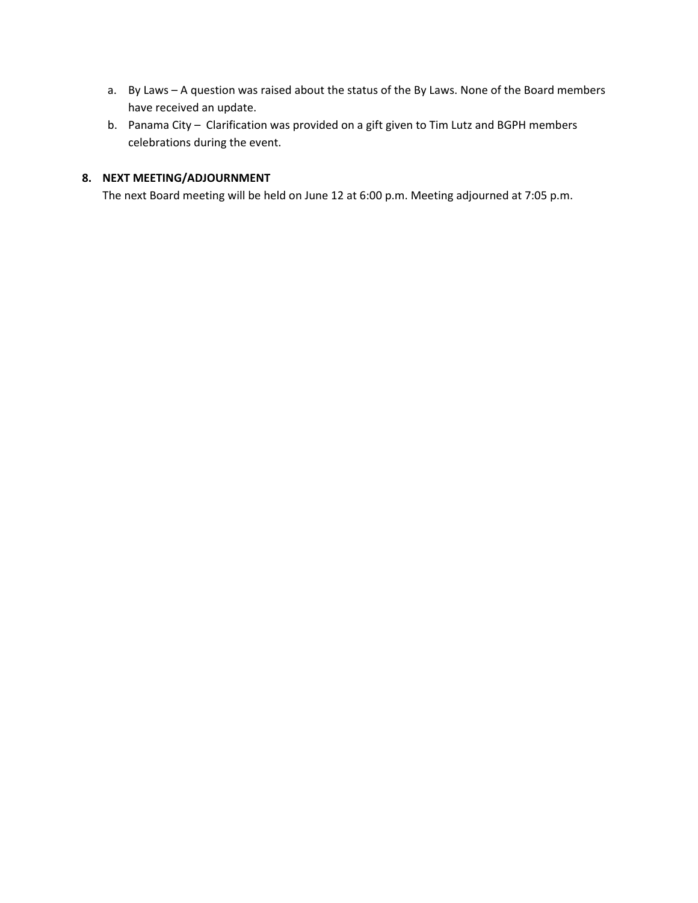a. By Laws – A question was raised about the status of the By Laws. None of the Board members have received an update.
b. Panama City – Clarification was provided on a gift given to Tim Lutz and BGPH members celebrations during the event.

**8. NEXT MEETING/ADJOURNMENT**

The next Board meeting will be held on June 12 at 6:00 p.m. Meeting adjourned at 7:05 p.m.